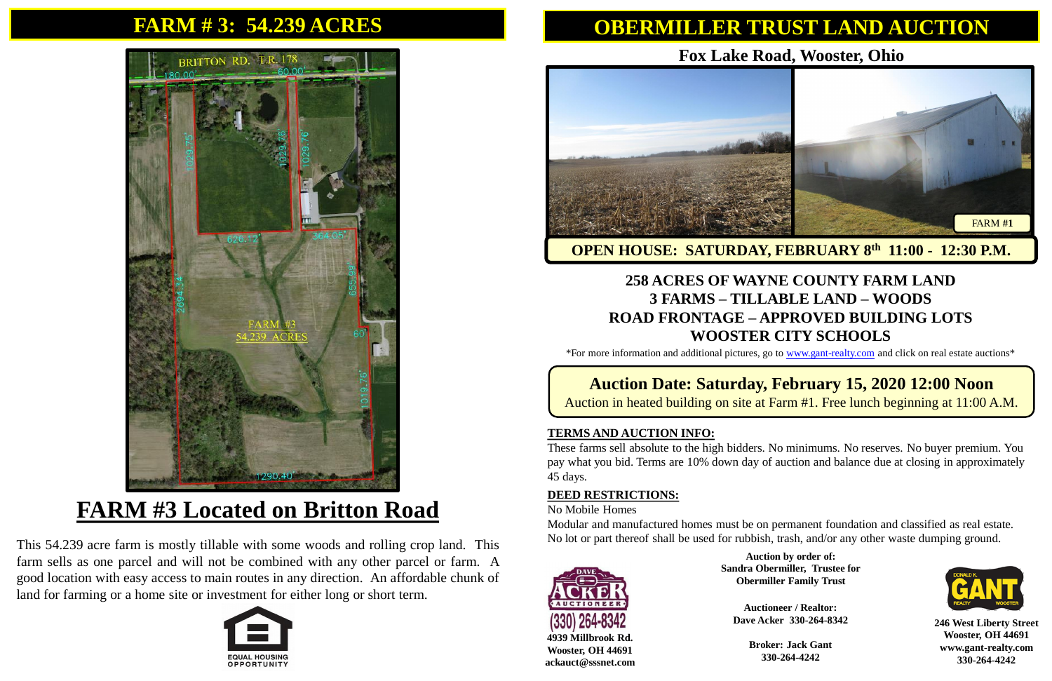# FARM # 3: 54.239 ACRES

## FARM #3 Located on Britton Road

This 54.239 acre farm is mostly tillable with some woods and rolling crop land. This farm sells as one parcel and will not be combined with any other parcel or farm. A good location with easy access to main routes in any direction. An affordable chunk of land for farming or a home site or investment for either long or short term.

# OBERMILLER TRUST LAND AUCTION

## Fox Lake Road, Wooster, Ohio

**OPEN HOUSE: SATURDAY, FEBRUARY 8th 11:00 - 12:30 P.M.**

### 258 ACRES OF WAYNE COUNTY FARM LAND
### 3 FARMS – TILLABLE LAND – WOODS
### ROAD FRONTAGE – APPROVED BUILDING LOTS
### WOOSTER CITY SCHOOLS

*For more information and additional pictures, go to www.gant-realty.com and click on real estate auctions*

## Auction Date: Saturday, February 15, 2020 12:00 Noon

Auction in heated building on site at Farm #1. Free lunch beginning at 11:00 A.M.

**TERMS AND AUCTION INFO:**

These farms sell absolute to the high bidders. No minimums. No reserves. No buyer premium. You pay what you bid. Terms are 10% down day of auction and balance due at closing in approximately 45 days.

**DEED RESTRICTIONS:**

No Mobile Homes

Modular and manufactured homes must be on permanent foundation and classified as real estate. No lot or part thereof shall be used for rubbish, trash, and/or any other waste dumping ground.

**Auction by order of:**
**Sandra Obermiller, Trustee for Obermiller Family Trust**

**Auctioneer / Realtor:**
**Dave Acker 330-264-8342**

**Broker: Jack Gant**
**330-264-4242**

**4939 Millbrook Rd.**
**Wooster, OH 44691**
**ackauct@sssnet.com**

**246 West Liberty Street**
**Wooster, OH 44691**
**www.gant-realty.com**
**330-264-4242**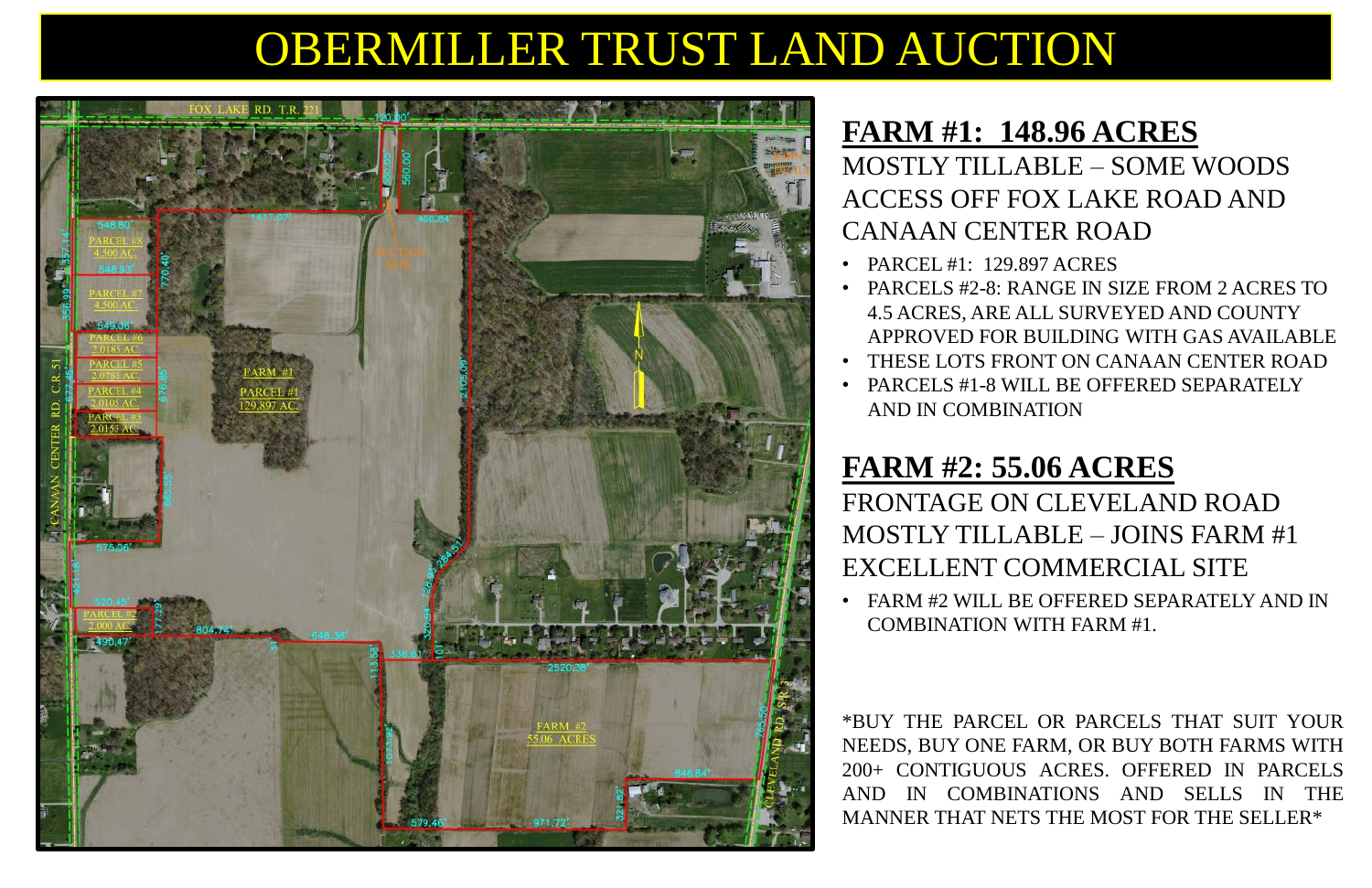# OBERMILLER TRUST LAND AUCTION

FOX LAKE RD. T.R. 221

CANAAN CENTER RD. C.R. 51

CLEVELAND RD. S.R. 3

AUCTION SITE

N

PARCEL #8
4.500 AC.

PARCEL #7
4.500 AC.

PARCEL #6
2.0185 AC.

PARCEL #5
2.0785 AC.

PARCEL #4
2.0105 AC.

PARCEL #3
2.0153 AC.

PARCEL #2
2.000 AC.

FARM #1
PARCEL #1
129.897 AC.

FARM #2
55.06 ACRES

548.80'
548.93'
549.06'
1417.07'
466.84'
550.00'
120.00'
2105.09'
770.40'
676.85'
665.55'
575.06'
520.45'
490.47'
804.74'
648.38'
336.81'
326.94'
284.51'
2520.38'
1135.58'
1073.97'
579.46'
971.72'
321.82'
846.84'
765.50'
177.29'
421.19'

## FARM #1: 148.96 ACRES

MOSTLY TILLABLE – SOME WOODS
ACCESS OFF FOX LAKE ROAD AND CANAAN CENTER ROAD

- PARCEL #1: 129.897 ACRES
- PARCELS #2-8: RANGE IN SIZE FROM 2 ACRES TO 4.5 ACRES, ARE ALL SURVEYED AND COUNTY APPROVED FOR BUILDING WITH GAS AVAILABLE
- THESE LOTS FRONT ON CANAAN CENTER ROAD
- PARCELS #1-8 WILL BE OFFERED SEPARATELY AND IN COMBINATION

## FARM #2: 55.06 ACRES

FRONTAGE ON CLEVELAND ROAD
MOSTLY TILLABLE – JOINS FARM #1
EXCELLENT COMMERCIAL SITE

- FARM #2 WILL BE OFFERED SEPARATELY AND IN COMBINATION WITH FARM #1.

*BUY THE PARCEL OR PARCELS THAT SUIT YOUR NEEDS, BUY ONE FARM, OR BUY BOTH FARMS WITH 200+ CONTIGUOUS ACRES. OFFERED IN PARCELS AND IN COMBINATIONS AND SELLS IN THE MANNER THAT NETS THE MOST FOR THE SELLER*